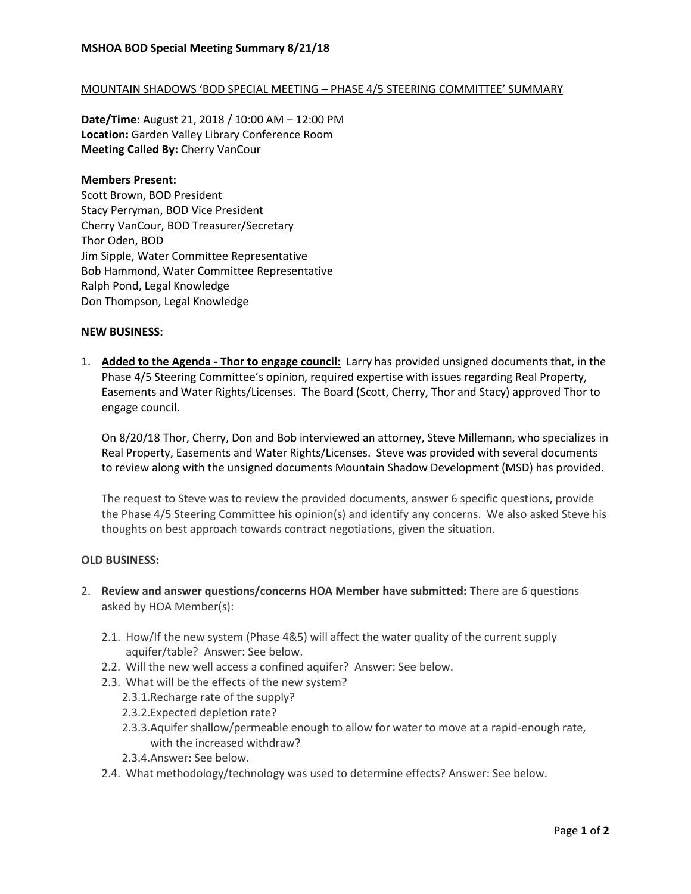**MSHOA BOD Special Meeting Summary 8/21/18**

MOUNTAIN SHADOWS 'BOD SPECIAL MEETING – PHASE 4/5 STEERING COMMITTEE' SUMMARY

**Date/Time:** August 21, 2018 / 10:00 AM – 12:00 PM
**Location:** Garden Valley Library Conference Room
**Meeting Called By:** Cherry VanCour

**Members Present:**
Scott Brown, BOD President
Stacy Perryman, BOD Vice President
Cherry VanCour, BOD Treasurer/Secretary
Thor Oden, BOD
Jim Sipple, Water Committee Representative
Bob Hammond, Water Committee Representative
Ralph Pond, Legal Knowledge
Don Thompson, Legal Knowledge

**NEW BUSINESS:**

1. **Added to the Agenda - Thor to engage council:** Larry has provided unsigned documents that, in the Phase 4/5 Steering Committee's opinion, required expertise with issues regarding Real Property, Easements and Water Rights/Licenses. The Board (Scott, Cherry, Thor and Stacy) approved Thor to engage council.

   On 8/20/18 Thor, Cherry, Don and Bob interviewed an attorney, Steve Millemann, who specializes in Real Property, Easements and Water Rights/Licenses. Steve was provided with several documents to review along with the unsigned documents Mountain Shadow Development (MSD) has provided.

   The request to Steve was to review the provided documents, answer 6 specific questions, provide the Phase 4/5 Steering Committee his opinion(s) and identify any concerns. We also asked Steve his thoughts on best approach towards contract negotiations, given the situation.

**OLD BUSINESS:**

2. **Review and answer questions/concerns HOA Member have submitted:** There are 6 questions asked by HOA Member(s):

   2.1. How/If the new system (Phase 4&5) will affect the water quality of the current supply aquifer/table? Answer: See below.
   2.2. Will the new well access a confined aquifer? Answer: See below.
   2.3. What will be the effects of the new system?
      2.3.1. Recharge rate of the supply?
      2.3.2. Expected depletion rate?
      2.3.3. Aquifer shallow/permeable enough to allow for water to move at a rapid-enough rate, with the increased withdraw?
      2.3.4. Answer: See below.
   2.4. What methodology/technology was used to determine effects? Answer: See below.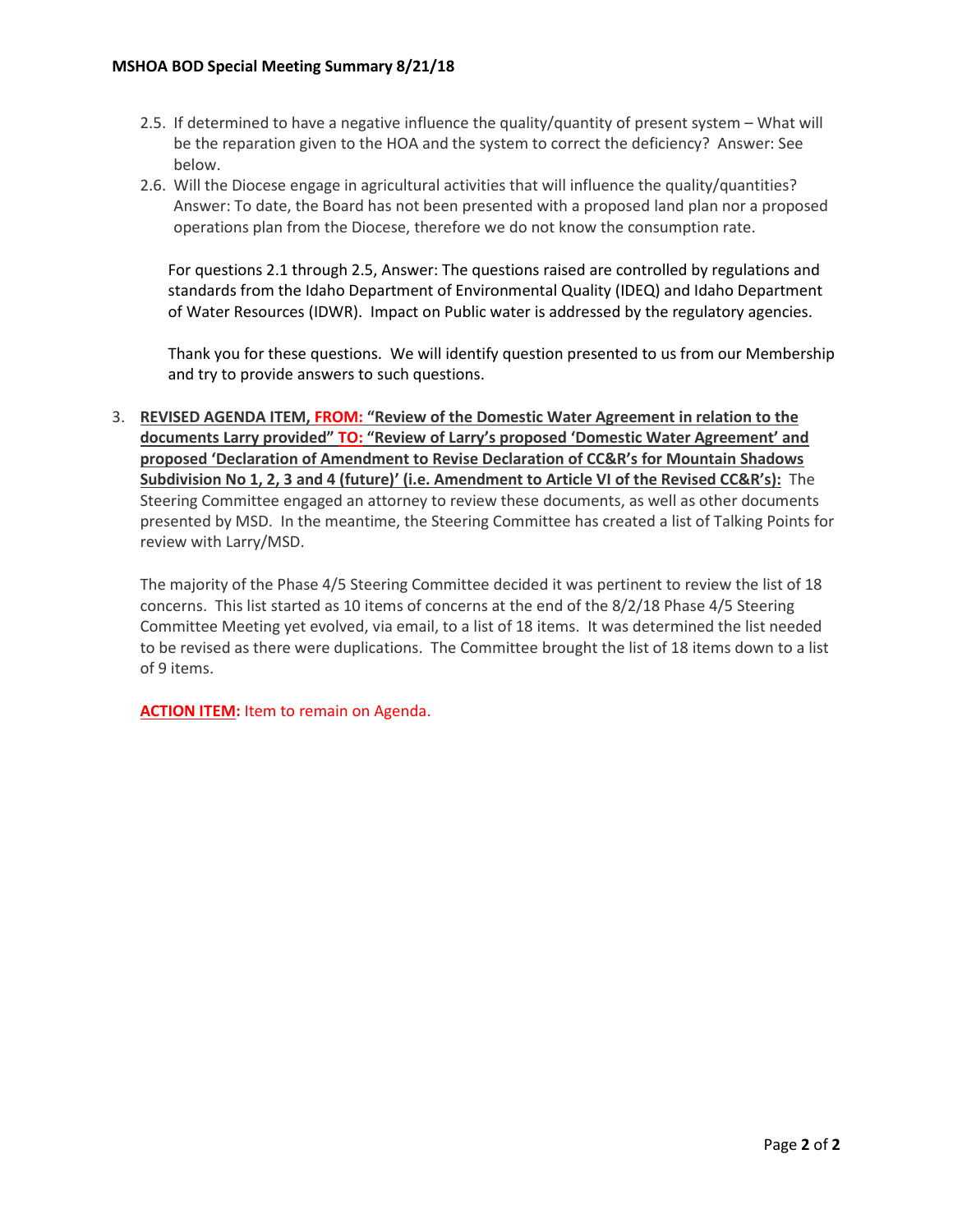2.5. If determined to have a negative influence the quality/quantity of present system – What will be the reparation given to the HOA and the system to correct the deficiency? Answer: See below.

2.6. Will the Diocese engage in agricultural activities that will influence the quality/quantities? Answer: To date, the Board has not been presented with a proposed land plan nor a proposed operations plan from the Diocese, therefore we do not know the consumption rate.

For questions 2.1 through 2.5, Answer: The questions raised are controlled by regulations and standards from the Idaho Department of Environmental Quality (IDEQ) and Idaho Department of Water Resources (IDWR). Impact on Public water is addressed by the regulatory agencies.

Thank you for these questions. We will identify question presented to us from our Membership and try to provide answers to such questions.

3. **REVISED AGENDA ITEM, FROM: "Review of the Domestic Water Agreement in relation to the documents Larry provided" TO: "Review of Larry's proposed 'Domestic Water Agreement' and proposed 'Declaration of Amendment to Revise Declaration of CC&R's for Mountain Shadows Subdivision No 1, 2, 3 and 4 (future)' (i.e. Amendment to Article VI of the Revised CC&R's):** The Steering Committee engaged an attorney to review these documents, as well as other documents presented by MSD. In the meantime, the Steering Committee has created a list of Talking Points for review with Larry/MSD.

   The majority of the Phase 4/5 Steering Committee decided it was pertinent to review the list of 18 concerns. This list started as 10 items of concerns at the end of the 8/2/18 Phase 4/5 Steering Committee Meeting yet evolved, via email, to a list of 18 items. It was determined the list needed to be revised as there were duplications. The Committee brought the list of 18 items down to a list of 9 items.

   **ACTION ITEM:** Item to remain on Agenda.